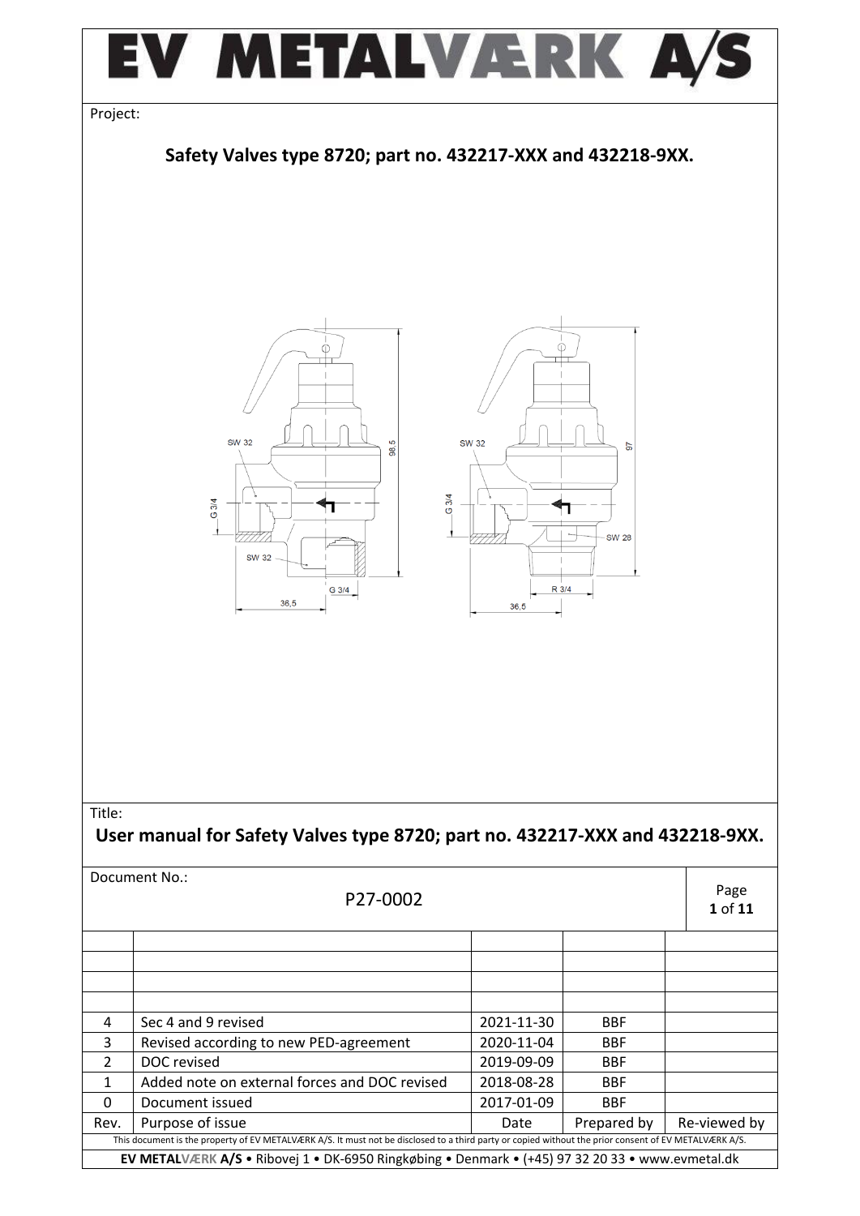# EV METALVÆRK A/S

Project:

## Safety Valves type 8720; part no. 432217-XXX and 432218-9XX.

Title:

## User manual for Safety Valves type 8720; part no. 432217-XXX and 432218-9XX.

Document No.: P27-0002

| Rev. | Purpose of issue | Date | Prepared by | Re-viewed by |
| --- | --- | --- | --- | --- |
| 4 | Sec 4 and 9 revised | 2021-11-30 | BBF | |
| 3 | Revised according to new PED-agreement | 2020-11-04 | BBF | |
| 2 | DOC revised | 2019-09-09 | BBF | |
| 1 | Added note on external forces and DOC revised | 2018-08-28 | BBF | |
| 0 | Document issued | 2017-01-09 | BBF | |

This document is the property of EV METALVÆRK A/S. It must not be disclosed to a third party or copied without the prior consent of EV METALVÆRK A/S.

**EV METALVÆRK A/S** • Ribovej 1 • DK-6950 Ringkøbing • Denmark • (+45) 97 32 20 33 • www.evmetal.dk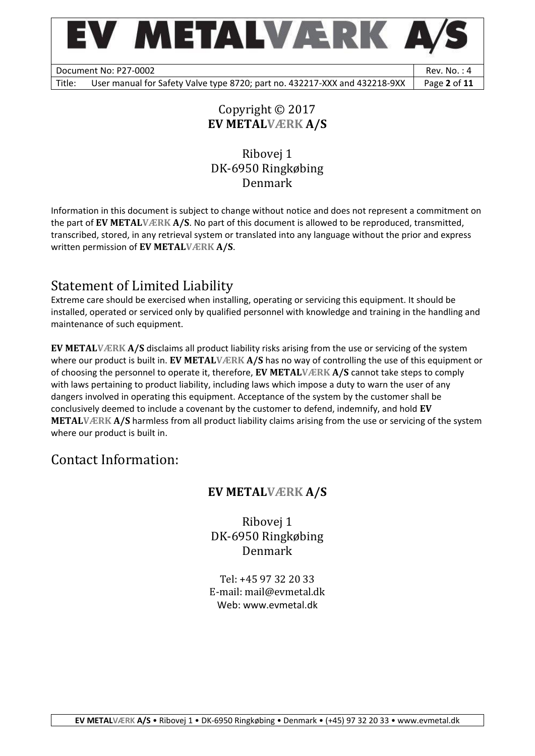Copyright © 2017
**EV METALVÆRK A/S**

Ribovej 1
DK-6950 Ringkøbing
Denmark

Information in this document is subject to change without notice and does not represent a commitment on the part of **EV METALVÆRK A/S**. No part of this document is allowed to be reproduced, transmitted, transcribed, stored, in any retrieval system or translated into any language without the prior and express written permission of **EV METALVÆRK A/S**.

## Statement of Limited Liability

Extreme care should be exercised when installing, operating or servicing this equipment. It should be installed, operated or serviced only by qualified personnel with knowledge and training in the handling and maintenance of such equipment.

**EV METALVÆRK A/S** disclaims all product liability risks arising from the use or servicing of the system where our product is built in. **EV METALVÆRK A/S** has no way of controlling the use of this equipment or of choosing the personnel to operate it, therefore, **EV METALVÆRK A/S** cannot take steps to comply with laws pertaining to product liability, including laws which impose a duty to warn the user of any dangers involved in operating this equipment. Acceptance of the system by the customer shall be conclusively deemed to include a covenant by the customer to defend, indemnify, and hold **EV METALVÆRK A/S** harmless from all product liability claims arising from the use or servicing of the system where our product is built in.

## Contact Information:

**EV METALVÆRK A/S**

Ribovej 1
DK-6950 Ringkøbing
Denmark

Tel: +45 97 32 20 33
E-mail: mail@evmetal.dk
Web: www.evmetal.dk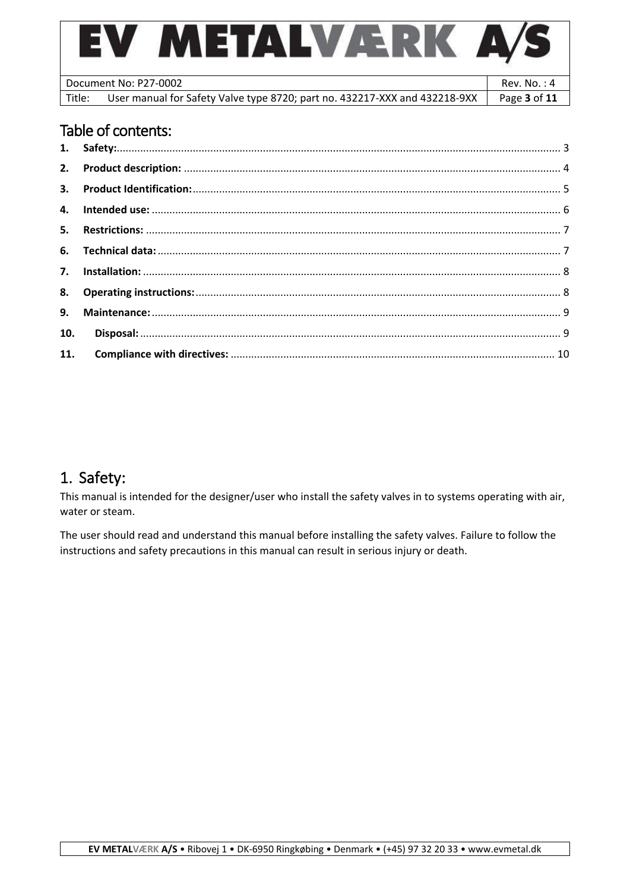## Table of contents:

**1. Safety:** ..... 3

**2. Product description:** ..... 4

**3. Product Identification:** ..... 5

**4. Intended use:** ..... 6

**5. Restrictions:** ..... 7

**6. Technical data:** ..... 7

**7. Installation:** ..... 8

**8. Operating instructions:** ..... 8

**9. Maintenance:** ..... 9

**10. Disposal:** ..... 9

**11. Compliance with directives:** ..... 10

# 1. Safety:

This manual is intended for the designer/user who install the safety valves in to systems operating with air, water or steam.

The user should read and understand this manual before installing the safety valves. Failure to follow the instructions and safety precautions in this manual can result in serious injury or death.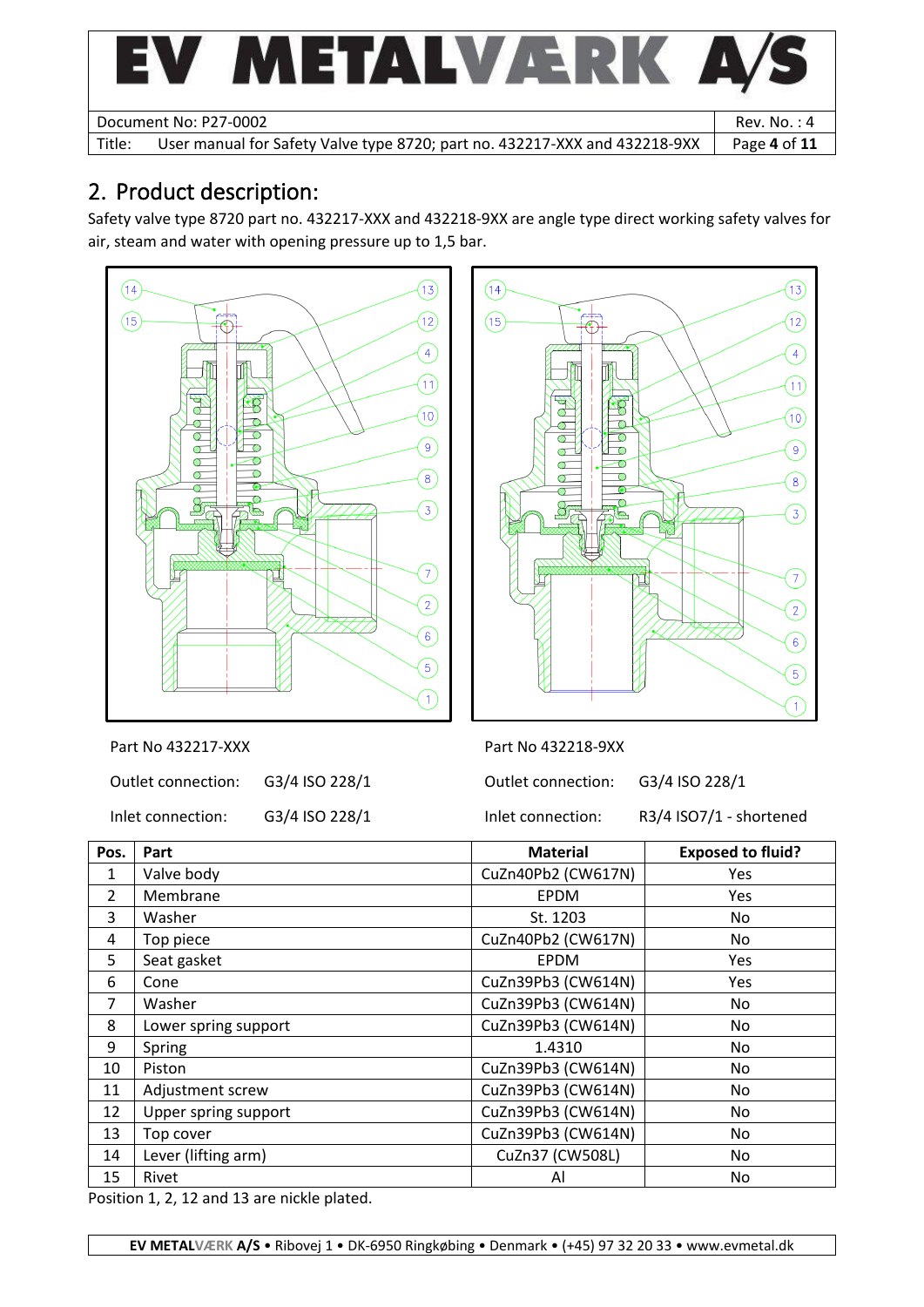## 2. Product description:

Safety valve type 8720 part no. 432217-XXX and 432218-9XX are angle type direct working safety valves for air, steam and water with opening pressure up to 1,5 bar.

Part No 432217-XXX

Outlet connection: G3/4 ISO 228/1

Inlet connection: G3/4 ISO 228/1

Part No 432218-9XX

Outlet connection: G3/4 ISO 228/1

Inlet connection: R3/4 ISO7/1 - shortened

| Pos. | Part | Material | Exposed to fluid? |
|---|---|---|---|
| 1 | Valve body | CuZn40Pb2 (CW617N) | Yes |
| 2 | Membrane | EPDM | Yes |
| 3 | Washer | St. 1203 | No |
| 4 | Top piece | CuZn40Pb2 (CW617N) | No |
| 5 | Seat gasket | EPDM | Yes |
| 6 | Cone | CuZn39Pb3 (CW614N) | Yes |
| 7 | Washer | CuZn39Pb3 (CW614N) | No |
| 8 | Lower spring support | CuZn39Pb3 (CW614N) | No |
| 9 | Spring | 1.4310 | No |
| 10 | Piston | CuZn39Pb3 (CW614N) | No |
| 11 | Adjustment screw | CuZn39Pb3 (CW614N) | No |
| 12 | Upper spring support | CuZn39Pb3 (CW614N) | No |
| 13 | Top cover | CuZn39Pb3 (CW614N) | No |
| 14 | Lever (lifting arm) | CuZn37 (CW508L) | No |
| 15 | Rivet | Al | No |

Position 1, 2, 12 and 13 are nickle plated.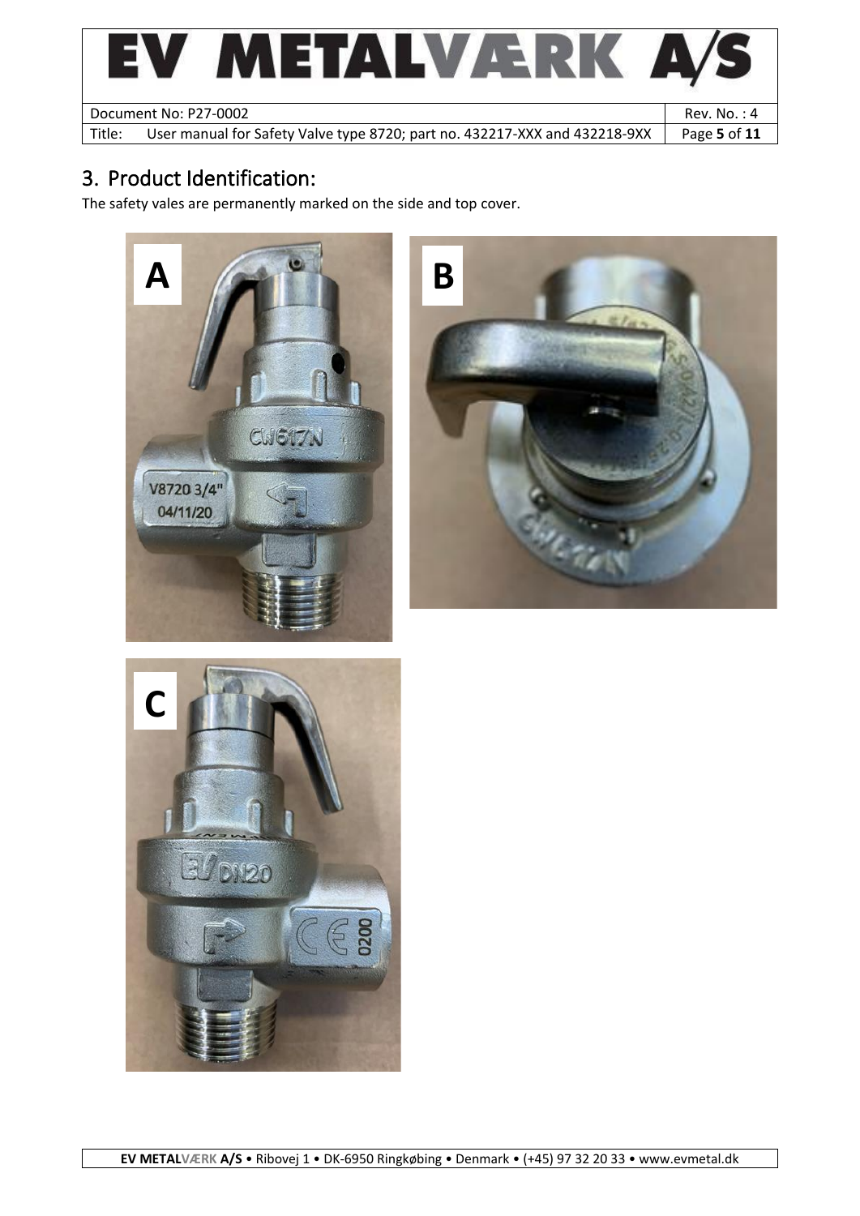# 3. Product Identification:

The safety vales are permanently marked on the side and top cover.

A

B

C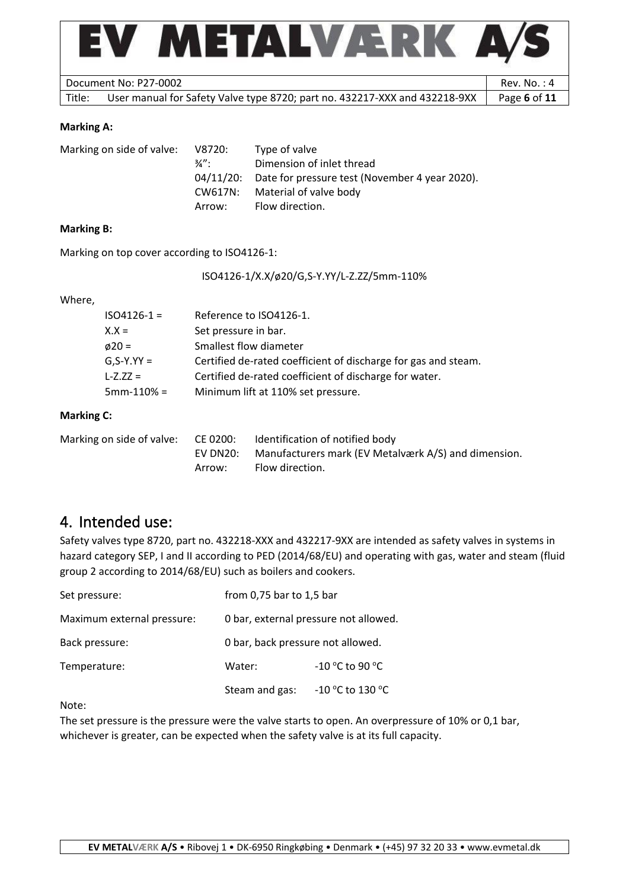**Marking A:**

| Marking on side of valve: | V8720: | Type of valve |
|---|---|---|
| | ¾": | Dimension of inlet thread |
| | 04/11/20: | Date for pressure test (November 4 year 2020). |
| | CW617N: | Material of valve body |
| | Arrow: | Flow direction. |

**Marking B:**

Marking on top cover according to ISO4126-1:

ISO4126-1/X.X/ø20/G,S-Y.YY/L-Z.ZZ/5mm-110%

Where,

| | |
|---|---|
| ISO4126-1 = | Reference to ISO4126-1. |
| X.X = | Set pressure in bar. |
| ø20 = | Smallest flow diameter |
| G,S-Y.YY = | Certified de-rated coefficient of discharge for gas and steam. |
| L-Z.ZZ = | Certified de-rated coefficient of discharge for water. |
| 5mm-110% = | Minimum lift at 110% set pressure. |

**Marking C:**

| Marking on side of valve: | CE 0200: | Identification of notified body |
|---|---|---|
| | EV DN20: | Manufacturers mark (EV Metalværk A/S) and dimension. |
| | Arrow: | Flow direction. |

## 4. Intended use:

Safety valves type 8720, part no. 432218-XXX and 432217-9XX are intended as safety valves in systems in hazard category SEP, I and II according to PED (2014/68/EU) and operating with gas, water and steam (fluid group 2 according to 2014/68/EU) such as boilers and cookers.

| | | |
|---|---|---|
| Set pressure: | from 0,75 bar to 1,5 bar | |
| Maximum external pressure: | 0 bar, external pressure not allowed. | |
| Back pressure: | 0 bar, back pressure not allowed. | |
| Temperature: | Water: | -10 °C to 90 °C |
| | Steam and gas: | -10 °C to 130 °C |

Note:

The set pressure is the pressure were the valve starts to open. An overpressure of 10% or 0,1 bar, whichever is greater, can be expected when the safety valve is at its full capacity.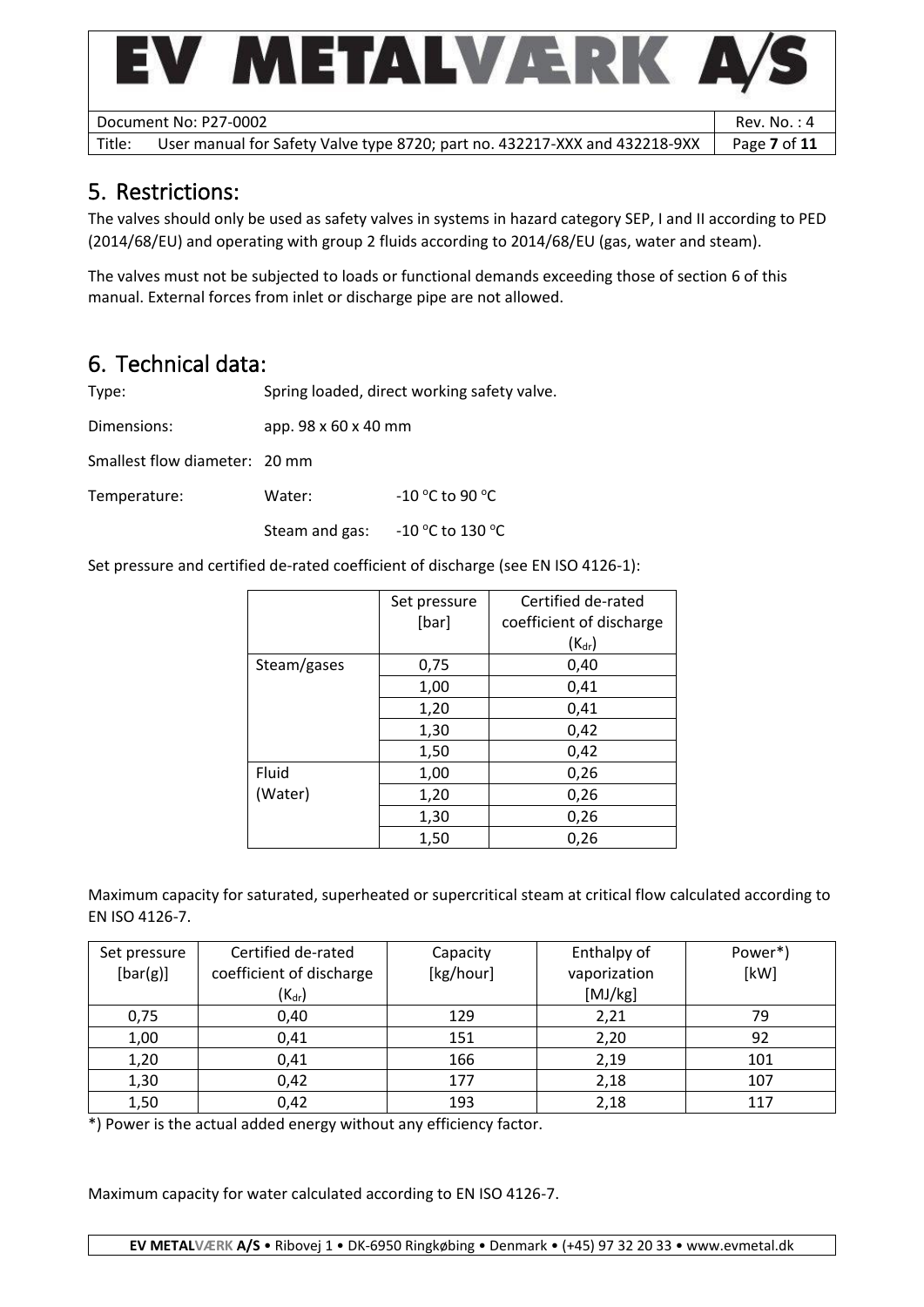## 5. Restrictions:

The valves should only be used as safety valves in systems in hazard category SEP, I and II according to PED (2014/68/EU) and operating with group 2 fluids according to 2014/68/EU (gas, water and steam).

The valves must not be subjected to loads or functional demands exceeding those of section 6 of this manual. External forces from inlet or discharge pipe are not allowed.

## 6. Technical data:

Type: Spring loaded, direct working safety valve.

Dimensions: app. 98 x 60 x 40 mm

Smallest flow diameter: 20 mm

Temperature: Water: -10 °C to 90 °C

Steam and gas: -10 °C to 130 °C

Set pressure and certified de-rated coefficient of discharge (see EN ISO 4126-1):

| | Set pressure [bar] | Certified de-rated coefficient of discharge ($K_{dr}$) |
|---|---|---|
| Steam/gases | 0,75 | 0,40 |
| | 1,00 | 0,41 |
| | 1,20 | 0,41 |
| | 1,30 | 0,42 |
| | 1,50 | 0,42 |
| Fluid (Water) | 1,00 | 0,26 |
| | 1,20 | 0,26 |
| | 1,30 | 0,26 |
| | 1,50 | 0,26 |

Maximum capacity for saturated, superheated or supercritical steam at critical flow calculated according to EN ISO 4126-7.

| Set pressure [bar(g)] | Certified de-rated coefficient of discharge ($K_{dr}$) | Capacity [kg/hour] | Enthalpy of vaporization [MJ/kg] | Power*) [kW] |
|---|---|---|---|---|
| 0,75 | 0,40 | 129 | 2,21 | 79 |
| 1,00 | 0,41 | 151 | 2,20 | 92 |
| 1,20 | 0,41 | 166 | 2,19 | 101 |
| 1,30 | 0,42 | 177 | 2,18 | 107 |
| 1,50 | 0,42 | 193 | 2,18 | 117 |

*) Power is the actual added energy without any efficiency factor.

Maximum capacity for water calculated according to EN ISO 4126-7.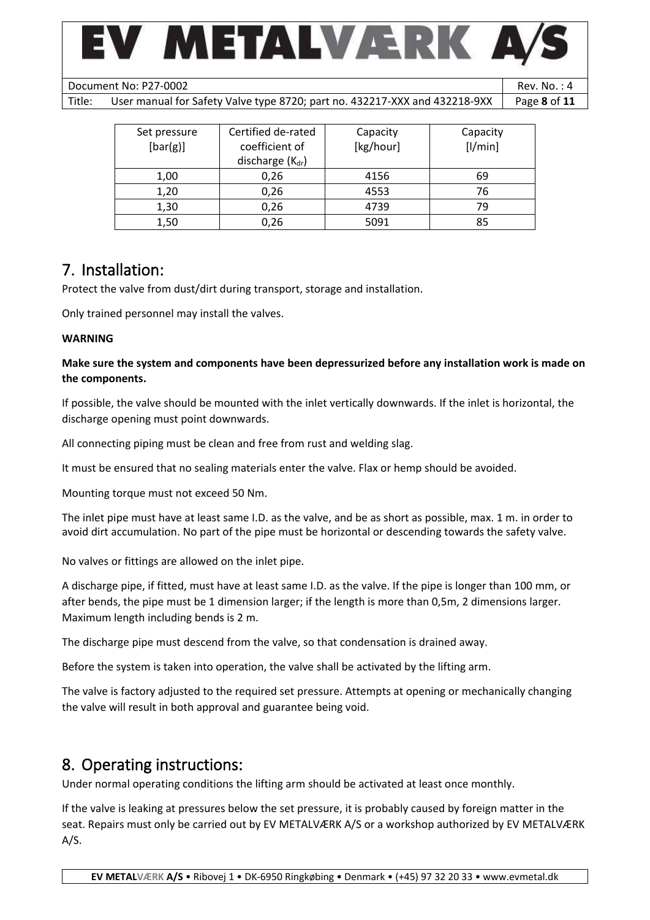| Set pressure [bar(g)] | Certified de-rated coefficient of discharge ($K_{dr}$) | Capacity [kg/hour] | Capacity [l/min] |
|---|---|---|---|
| 1,00 | 0,26 | 4156 | 69 |
| 1,20 | 0,26 | 4553 | 76 |
| 1,30 | 0,26 | 4739 | 79 |
| 1,50 | 0,26 | 5091 | 85 |

# 7. Installation:

Protect the valve from dust/dirt during transport, storage and installation.

Only trained personnel may install the valves.

**WARNING**

**Make sure the system and components have been depressurized before any installation work is made on the components.**

If possible, the valve should be mounted with the inlet vertically downwards. If the inlet is horizontal, the discharge opening must point downwards.

All connecting piping must be clean and free from rust and welding slag.

It must be ensured that no sealing materials enter the valve. Flax or hemp should be avoided.

Mounting torque must not exceed 50 Nm.

The inlet pipe must have at least same I.D. as the valve, and be as short as possible, max. 1 m. in order to avoid dirt accumulation. No part of the pipe must be horizontal or descending towards the safety valve.

No valves or fittings are allowed on the inlet pipe.

A discharge pipe, if fitted, must have at least same I.D. as the valve. If the pipe is longer than 100 mm, or after bends, the pipe must be 1 dimension larger; if the length is more than 0,5m, 2 dimensions larger. Maximum length including bends is 2 m.

The discharge pipe must descend from the valve, so that condensation is drained away.

Before the system is taken into operation, the valve shall be activated by the lifting arm.

The valve is factory adjusted to the required set pressure. Attempts at opening or mechanically changing the valve will result in both approval and guarantee being void.

# 8. Operating instructions:

Under normal operating conditions the lifting arm should be activated at least once monthly.

If the valve is leaking at pressures below the set pressure, it is probably caused by foreign matter in the seat. Repairs must only be carried out by EV METALVÆRK A/S or a workshop authorized by EV METALVÆRK A/S.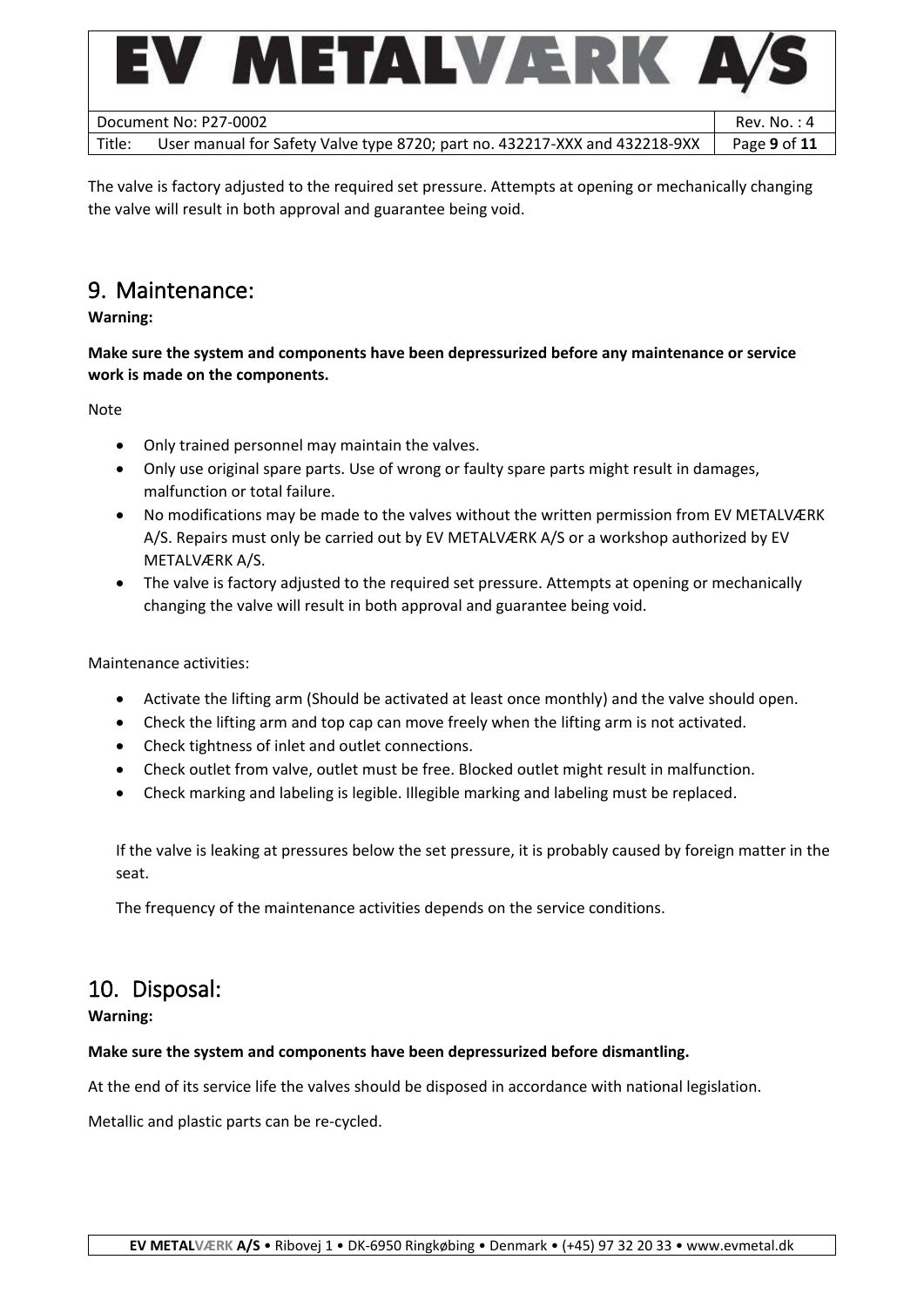The valve is factory adjusted to the required set pressure. Attempts at opening or mechanically changing the valve will result in both approval and guarantee being void.

## 9. Maintenance:

**Warning:**

**Make sure the system and components have been depressurized before any maintenance or service work is made on the components.**

Note

- Only trained personnel may maintain the valves.
- Only use original spare parts. Use of wrong or faulty spare parts might result in damages, malfunction or total failure.
- No modifications may be made to the valves without the written permission from EV METALVÆRK A/S. Repairs must only be carried out by EV METALVÆRK A/S or a workshop authorized by EV METALVÆRK A/S.
- The valve is factory adjusted to the required set pressure. Attempts at opening or mechanically changing the valve will result in both approval and guarantee being void.

Maintenance activities:

- Activate the lifting arm (Should be activated at least once monthly) and the valve should open.
- Check the lifting arm and top cap can move freely when the lifting arm is not activated.
- Check tightness of inlet and outlet connections.
- Check outlet from valve, outlet must be free. Blocked outlet might result in malfunction.
- Check marking and labeling is legible. Illegible marking and labeling must be replaced.

If the valve is leaking at pressures below the set pressure, it is probably caused by foreign matter in the seat.

The frequency of the maintenance activities depends on the service conditions.

## 10. Disposal:

**Warning:**

**Make sure the system and components have been depressurized before dismantling.**

At the end of its service life the valves should be disposed in accordance with national legislation.

Metallic and plastic parts can be re-cycled.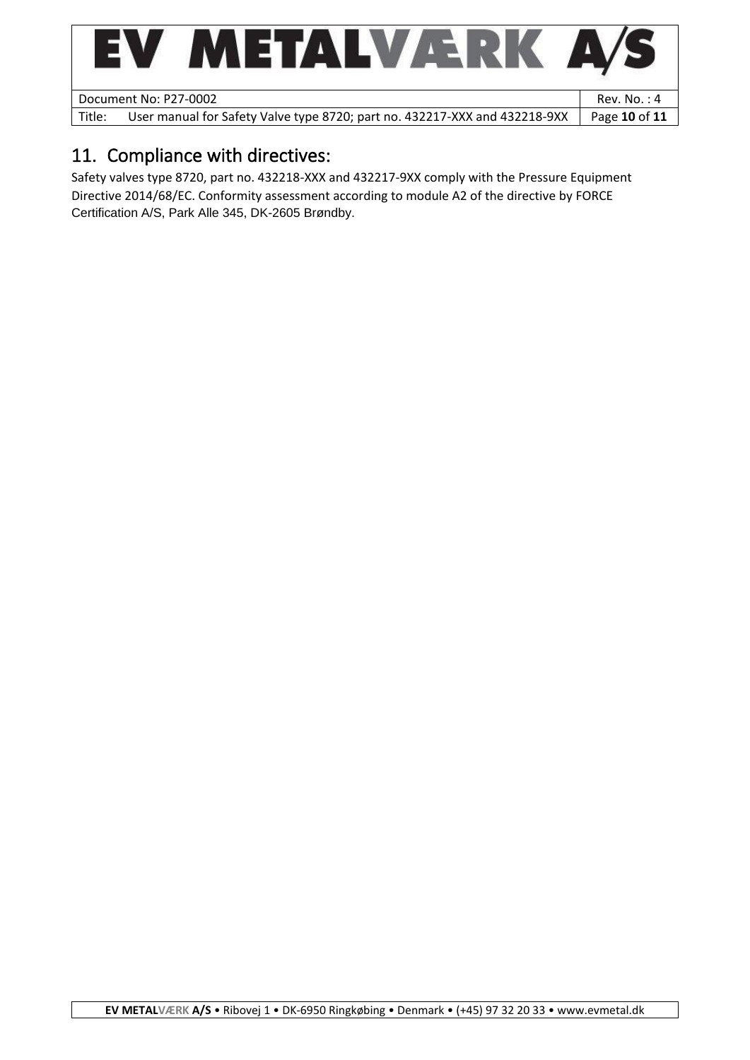## 11. Compliance with directives:

Safety valves type 8720, part no. 432218-XXX and 432217-9XX comply with the Pressure Equipment Directive 2014/68/EC. Conformity assessment according to module A2 of the directive by FORCE Certification A/S, Park Alle 345, DK-2605 Brøndby.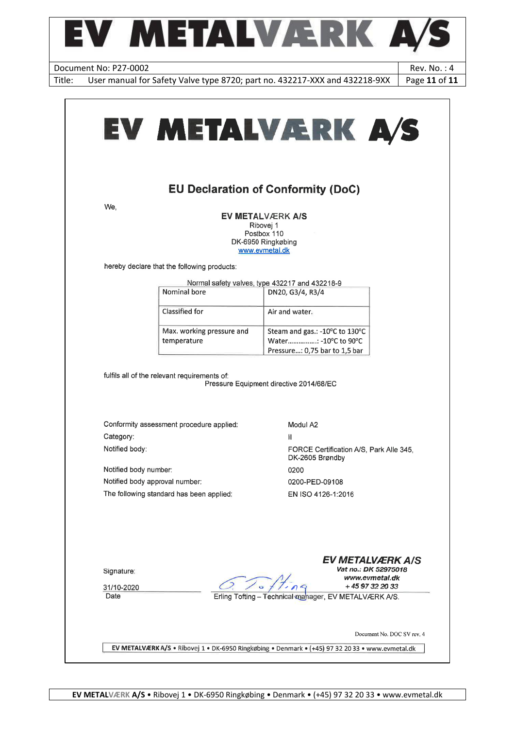# EV METALVÆRK A/S

## EU Declaration of Conformity (DoC)

We,

**EV METALVÆRK A/S**
Ribovej 1
Postbox 110
DK-6950 Ringkøbing
www.evmetal.dk

hereby declare that the following products:

Normal safety valves, type 432217 and 432218-9

| | |
|---|---|
| Nominal bore | DN20, G3/4, R3/4 |
| Classified for | Air and water. |
| Max. working pressure and temperature | Steam and gas.: -10°C to 130°C<br>Water…………….: -10°C to 90°C<br>Pressure…: 0,75 bar to 1,5 bar |

fulfils all of the relevant requirements of:
Pressure Equipment directive 2014/68/EC

| | |
|---|---|
| Conformity assessment procedure applied: | Modul A2 |
| Category: | II |
| Notified body: | FORCE Certification A/S, Park Alle 345, DK-2605 Brøndby |
| Notified body number: | 0200 |
| Notified body approval number: | 0200-PED-09108 |
| The following standard has been applied: | EN ISO 4126-1:2016 |

Signature:

**EV METALVÆRK A/S**
*Vat no.: DK 52975018*
*www.evmetal.dk*
*+ 45 97 32 20 33*

31/10-2020
Date

Erling Tofting – Technical manager, EV METALVÆRK A/S.

Document No. DOC SV rev. 4

**EV METALVÆRK A/S** • Ribovej 1 • DK-6950 Ringkøbing • Denmark • (+45) 97 32 20 33 • www.evmetal.dk